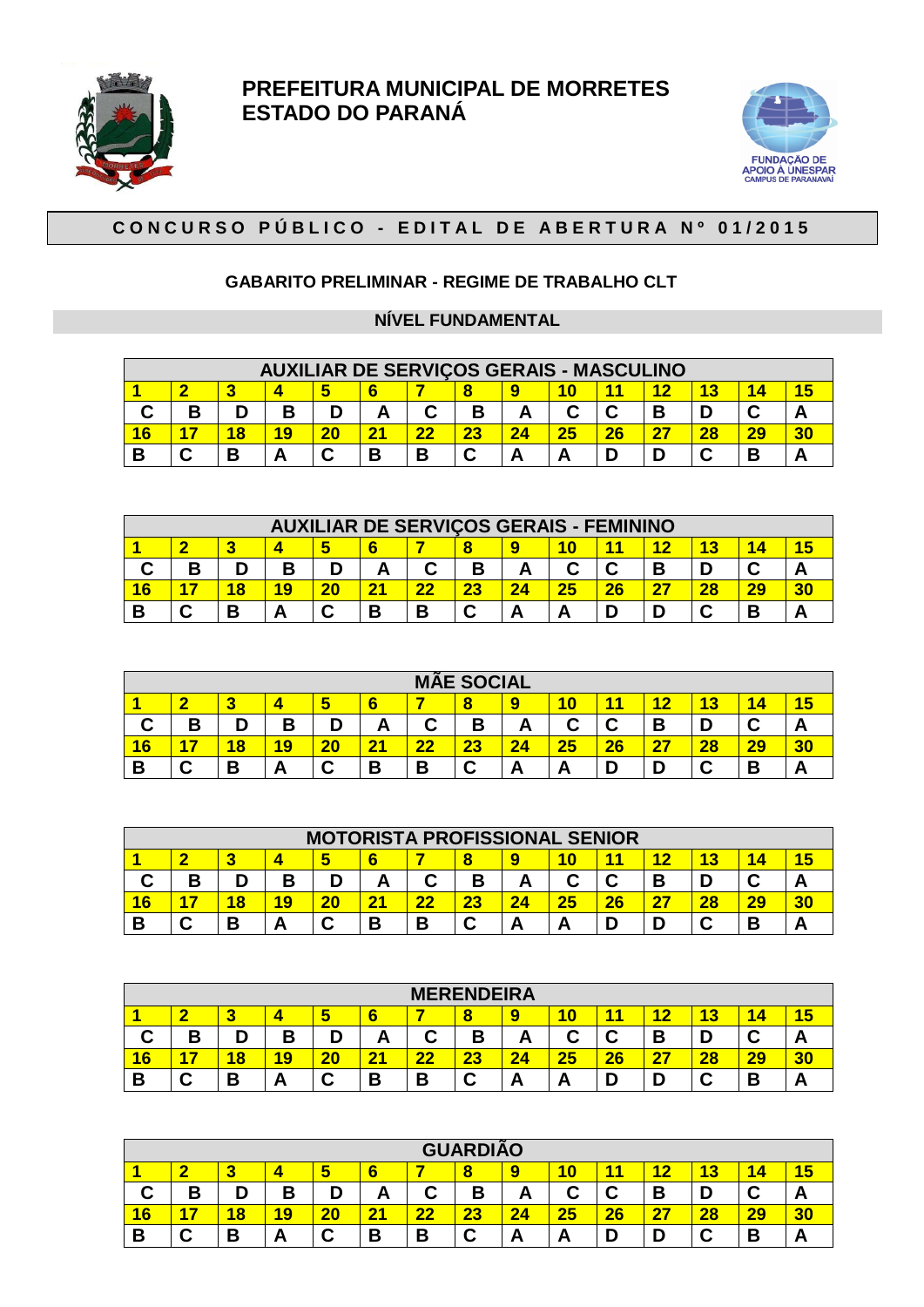# PREFEITURA MUNICIPAL DE MORRETES
# ESTADO DO PARANÁ

FUNDAÇÃO DE APOIO À UNESPAR
CAMPUS DE PARANAVAÍ

## CONCURSO PÚBLICO - EDITAL DE ABERTURA Nº 01/2015

### GABARITO PRELIMINAR - REGIME DE TRABALHO CLT

### NÍVEL FUNDAMENTAL

| AUXILIAR DE SERVIÇOS GERAIS - MASCULINO | | | | | | | | | | | | | | |
|---|---|---|---|---|---|---|---|---|---|---|---|---|---|---|
| 1 | 2 | 3 | 4 | 5 | 6 | 7 | 8 | 9 | 10 | 11 | 12 | 13 | 14 | 15 |
| C | B | D | B | D | A | C | B | A | C | C | B | D | C | A |
| 16 | 17 | 18 | 19 | 20 | 21 | 22 | 23 | 24 | 25 | 26 | 27 | 28 | 29 | 30 |
| B | C | B | A | C | B | B | C | A | A | D | D | C | B | A |

| AUXILIAR DE SERVIÇOS GERAIS - FEMININO | | | | | | | | | | | | | | |
|---|---|---|---|---|---|---|---|---|---|---|---|---|---|---|
| 1 | 2 | 3 | 4 | 5 | 6 | 7 | 8 | 9 | 10 | 11 | 12 | 13 | 14 | 15 |
| C | B | D | B | D | A | C | B | A | C | C | B | D | C | A |
| 16 | 17 | 18 | 19 | 20 | 21 | 22 | 23 | 24 | 25 | 26 | 27 | 28 | 29 | 30 |
| B | C | B | A | C | B | B | C | A | A | D | D | C | B | A |

| MÃE SOCIAL | | | | | | | | | | | | | | |
|---|---|---|---|---|---|---|---|---|---|---|---|---|---|---|
| 1 | 2 | 3 | 4 | 5 | 6 | 7 | 8 | 9 | 10 | 11 | 12 | 13 | 14 | 15 |
| C | B | D | B | D | A | C | B | A | C | C | B | D | C | A |
| 16 | 17 | 18 | 19 | 20 | 21 | 22 | 23 | 24 | 25 | 26 | 27 | 28 | 29 | 30 |
| B | C | B | A | C | B | B | C | A | A | D | D | C | B | A |

| MOTORISTA PROFISSIONAL SENIOR | | | | | | | | | | | | | | |
|---|---|---|---|---|---|---|---|---|---|---|---|---|---|---|
| 1 | 2 | 3 | 4 | 5 | 6 | 7 | 8 | 9 | 10 | 11 | 12 | 13 | 14 | 15 |
| C | B | D | B | D | A | C | B | A | C | C | B | D | C | A |
| 16 | 17 | 18 | 19 | 20 | 21 | 22 | 23 | 24 | 25 | 26 | 27 | 28 | 29 | 30 |
| B | C | B | A | C | B | B | C | A | A | D | D | C | B | A |

| MERENDEIRA | | | | | | | | | | | | | | |
|---|---|---|---|---|---|---|---|---|---|---|---|---|---|---|
| 1 | 2 | 3 | 4 | 5 | 6 | 7 | 8 | 9 | 10 | 11 | 12 | 13 | 14 | 15 |
| C | B | D | B | D | A | C | B | A | C | C | B | D | C | A |
| 16 | 17 | 18 | 19 | 20 | 21 | 22 | 23 | 24 | 25 | 26 | 27 | 28 | 29 | 30 |
| B | C | B | A | C | B | B | C | A | A | D | D | C | B | A |

| GUARDIÃO | | | | | | | | | | | | | | |
|---|---|---|---|---|---|---|---|---|---|---|---|---|---|---|
| 1 | 2 | 3 | 4 | 5 | 6 | 7 | 8 | 9 | 10 | 11 | 12 | 13 | 14 | 15 |
| C | B | D | B | D | A | C | B | A | C | C | B | D | C | A |
| 16 | 17 | 18 | 19 | 20 | 21 | 22 | 23 | 24 | 25 | 26 | 27 | 28 | 29 | 30 |
| B | C | B | A | C | B | B | C | A | A | D | D | C | B | A |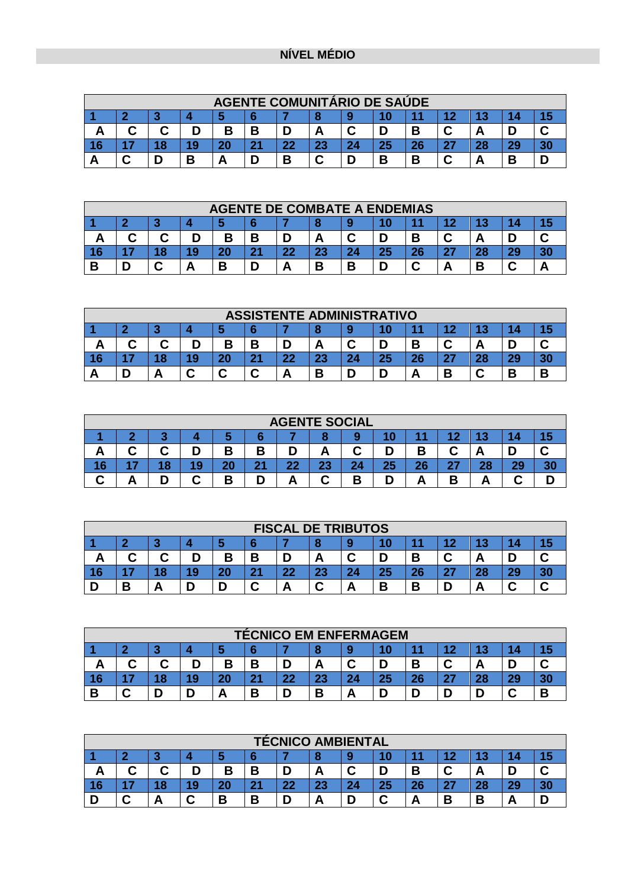## NÍVEL MÉDIO

| AGENTE COMUNITÁRIO DE SAÚDE | | | | | | | | | | | | | | |
|---|---|---|---|---|---|---|---|---|---|---|---|---|---|---|
| 1 | 2 | 3 | 4 | 5 | 6 | 7 | 8 | 9 | 10 | 11 | 12 | 13 | 14 | 15 |
| A | C | C | D | B | B | D | A | C | D | B | C | A | D | C |
| 16 | 17 | 18 | 19 | 20 | 21 | 22 | 23 | 24 | 25 | 26 | 27 | 28 | 29 | 30 |
| A | C | D | B | A | D | B | C | D | B | B | C | A | B | D |

| AGENTE DE COMBATE A ENDEMIAS | | | | | | | | | | | | | | |
|---|---|---|---|---|---|---|---|---|---|---|---|---|---|---|
| 1 | 2 | 3 | 4 | 5 | 6 | 7 | 8 | 9 | 10 | 11 | 12 | 13 | 14 | 15 |
| A | C | C | D | B | B | D | A | C | D | B | C | A | D | C |
| 16 | 17 | 18 | 19 | 20 | 21 | 22 | 23 | 24 | 25 | 26 | 27 | 28 | 29 | 30 |
| B | D | C | A | B | D | A | B | B | D | C | A | B | C | A |

| ASSISTENTE ADMINISTRATIVO | | | | | | | | | | | | | | |
|---|---|---|---|---|---|---|---|---|---|---|---|---|---|---|
| 1 | 2 | 3 | 4 | 5 | 6 | 7 | 8 | 9 | 10 | 11 | 12 | 13 | 14 | 15 |
| A | C | C | D | B | B | D | A | C | D | B | C | A | D | C |
| 16 | 17 | 18 | 19 | 20 | 21 | 22 | 23 | 24 | 25 | 26 | 27 | 28 | 29 | 30 |
| A | D | A | C | C | C | A | B | D | D | A | B | C | B | B |

| AGENTE SOCIAL | | | | | | | | | | | | | | |
|---|---|---|---|---|---|---|---|---|---|---|---|---|---|---|
| 1 | 2 | 3 | 4 | 5 | 6 | 7 | 8 | 9 | 10 | 11 | 12 | 13 | 14 | 15 |
| A | C | C | D | B | B | D | A | C | D | B | C | A | D | C |
| 16 | 17 | 18 | 19 | 20 | 21 | 22 | 23 | 24 | 25 | 26 | 27 | 28 | 29 | 30 |
| C | A | D | C | B | D | A | C | B | D | A | B | A | C | D |

| FISCAL DE TRIBUTOS | | | | | | | | | | | | | | |
|---|---|---|---|---|---|---|---|---|---|---|---|---|---|---|
| 1 | 2 | 3 | 4 | 5 | 6 | 7 | 8 | 9 | 10 | 11 | 12 | 13 | 14 | 15 |
| A | C | C | D | B | B | D | A | C | D | B | C | A | D | C |
| 16 | 17 | 18 | 19 | 20 | 21 | 22 | 23 | 24 | 25 | 26 | 27 | 28 | 29 | 30 |
| D | B | A | D | D | C | A | C | A | B | B | D | A | C | C |

| TÉCNICO EM ENFERMAGEM | | | | | | | | | | | | | | |
|---|---|---|---|---|---|---|---|---|---|---|---|---|---|---|
| 1 | 2 | 3 | 4 | 5 | 6 | 7 | 8 | 9 | 10 | 11 | 12 | 13 | 14 | 15 |
| A | C | C | D | B | B | D | A | C | D | B | C | A | D | C |
| 16 | 17 | 18 | 19 | 20 | 21 | 22 | 23 | 24 | 25 | 26 | 27 | 28 | 29 | 30 |
| B | C | D | D | A | B | D | B | A | D | D | D | D | C | B |

| TÉCNICO AMBIENTAL | | | | | | | | | | | | | | |
|---|---|---|---|---|---|---|---|---|---|---|---|---|---|---|
| 1 | 2 | 3 | 4 | 5 | 6 | 7 | 8 | 9 | 10 | 11 | 12 | 13 | 14 | 15 |
| A | C | C | D | B | B | D | A | C | D | B | C | A | D | C |
| 16 | 17 | 18 | 19 | 20 | 21 | 22 | 23 | 24 | 25 | 26 | 27 | 28 | 29 | 30 |
| D | C | A | C | B | B | D | A | D | C | A | B | B | A | D |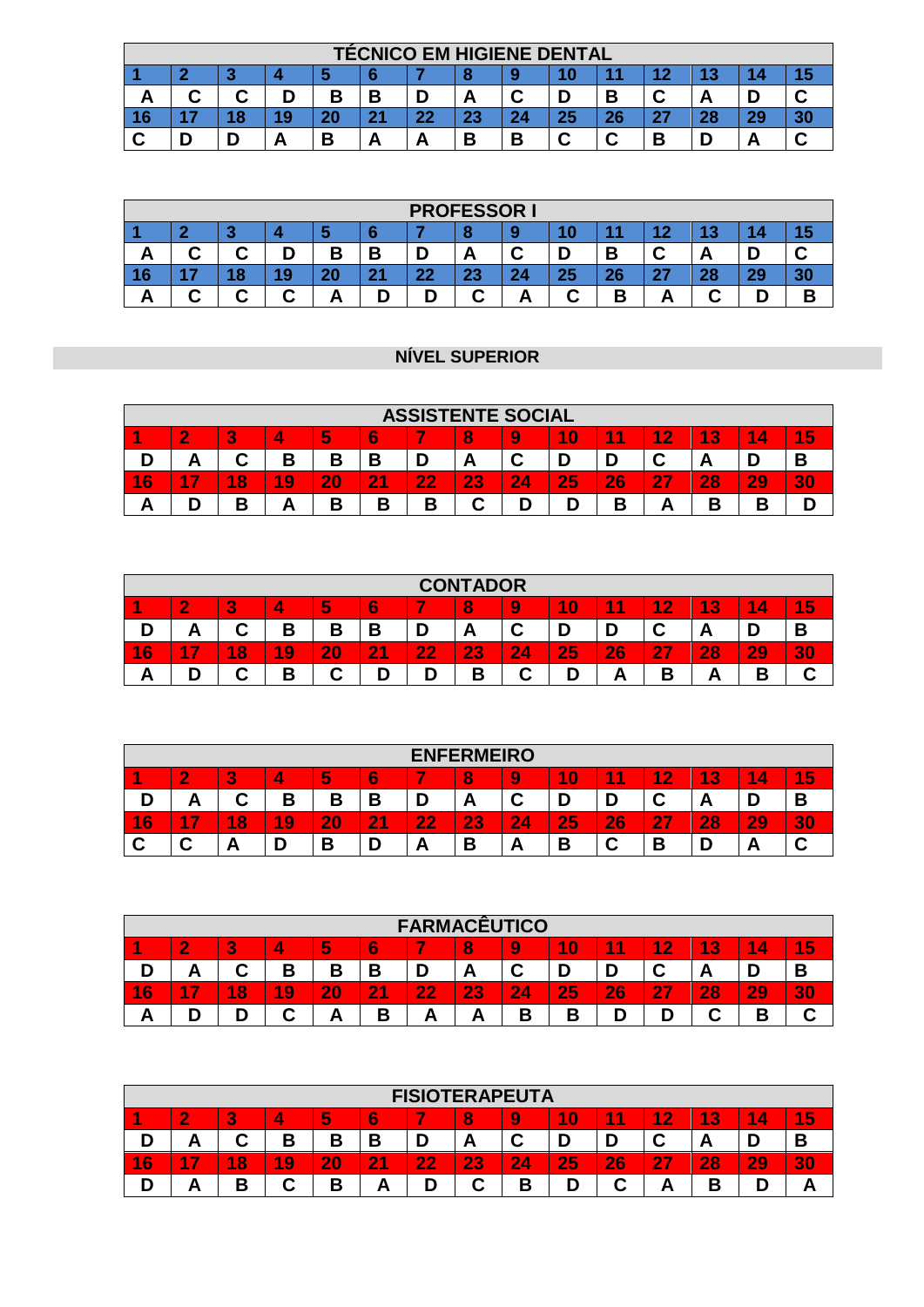| TÉCNICO EM HIGIENE DENTAL | | | | | | | | | | | | | | |
|---|---|---|---|---|---|---|---|---|---|---|---|---|---|---|
| 1 | 2 | 3 | 4 | 5 | 6 | 7 | 8 | 9 | 10 | 11 | 12 | 13 | 14 | 15 |
| A | C | C | D | B | B | D | A | C | D | B | C | A | D | C |
| 16 | 17 | 18 | 19 | 20 | 21 | 22 | 23 | 24 | 25 | 26 | 27 | 28 | 29 | 30 |
| C | D | D | A | B | A | A | B | B | C | C | B | D | A | C |

| PROFESSOR I | | | | | | | | | | | | | | |
|---|---|---|---|---|---|---|---|---|---|---|---|---|---|---|
| 1 | 2 | 3 | 4 | 5 | 6 | 7 | 8 | 9 | 10 | 11 | 12 | 13 | 14 | 15 |
| A | C | C | D | B | B | D | A | C | D | B | C | A | D | C |
| 16 | 17 | 18 | 19 | 20 | 21 | 22 | 23 | 24 | 25 | 26 | 27 | 28 | 29 | 30 |
| A | C | C | C | A | D | D | C | A | C | B | A | C | D | B |

## NÍVEL SUPERIOR

| ASSISTENTE SOCIAL | | | | | | | | | | | | | | |
|---|---|---|---|---|---|---|---|---|---|---|---|---|---|---|
| 1 | 2 | 3 | 4 | 5 | 6 | 7 | 8 | 9 | 10 | 11 | 12 | 13 | 14 | 15 |
| D | A | C | B | B | B | D | A | C | D | D | C | A | D | B |
| 16 | 17 | 18 | 19 | 20 | 21 | 22 | 23 | 24 | 25 | 26 | 27 | 28 | 29 | 30 |
| A | D | B | A | B | B | B | C | D | D | B | A | B | B | D |

| CONTADOR | | | | | | | | | | | | | | |
|---|---|---|---|---|---|---|---|---|---|---|---|---|---|---|
| 1 | 2 | 3 | 4 | 5 | 6 | 7 | 8 | 9 | 10 | 11 | 12 | 13 | 14 | 15 |
| D | A | C | B | B | B | D | A | C | D | D | C | A | D | B |
| 16 | 17 | 18 | 19 | 20 | 21 | 22 | 23 | 24 | 25 | 26 | 27 | 28 | 29 | 30 |
| A | D | C | B | C | D | D | B | C | D | A | B | A | B | C |

| ENFERMEIRO | | | | | | | | | | | | | | |
|---|---|---|---|---|---|---|---|---|---|---|---|---|---|---|
| 1 | 2 | 3 | 4 | 5 | 6 | 7 | 8 | 9 | 10 | 11 | 12 | 13 | 14 | 15 |
| D | A | C | B | B | B | D | A | C | D | D | C | A | D | B |
| 16 | 17 | 18 | 19 | 20 | 21 | 22 | 23 | 24 | 25 | 26 | 27 | 28 | 29 | 30 |
| C | C | A | D | B | D | A | B | A | B | C | B | D | A | C |

| FARMACÊUTICO | | | | | | | | | | | | | | |
|---|---|---|---|---|---|---|---|---|---|---|---|---|---|---|
| 1 | 2 | 3 | 4 | 5 | 6 | 7 | 8 | 9 | 10 | 11 | 12 | 13 | 14 | 15 |
| D | A | C | B | B | B | D | A | C | D | D | C | A | D | B |
| 16 | 17 | 18 | 19 | 20 | 21 | 22 | 23 | 24 | 25 | 26 | 27 | 28 | 29 | 30 |
| A | D | D | C | A | B | A | A | B | B | D | D | C | B | C |

| FISIOTERAPEUTA | | | | | | | | | | | | | | |
|---|---|---|---|---|---|---|---|---|---|---|---|---|---|---|
| 1 | 2 | 3 | 4 | 5 | 6 | 7 | 8 | 9 | 10 | 11 | 12 | 13 | 14 | 15 |
| D | A | C | B | B | B | D | A | C | D | D | C | A | D | B |
| 16 | 17 | 18 | 19 | 20 | 21 | 22 | 23 | 24 | 25 | 26 | 27 | 28 | 29 | 30 |
| D | A | B | C | B | A | D | C | B | D | C | A | B | D | A |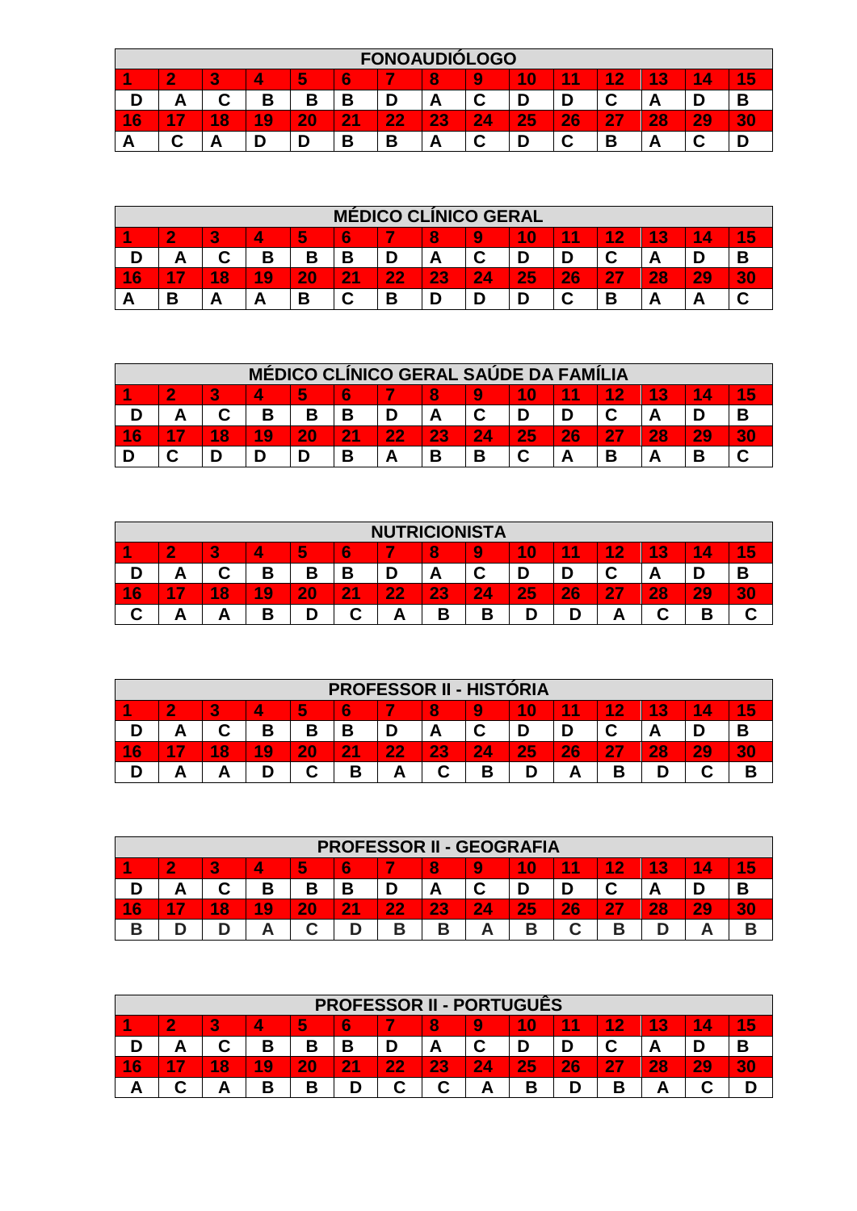| FONOAUDIÓLOGO | | | | | | | | | | | | | | |
|---|---|---|---|---|---|---|---|---|---|---|---|---|---|---|
| 1 | 2 | 3 | 4 | 5 | 6 | 7 | 8 | 9 | 10 | 11 | 12 | 13 | 14 | 15 |
| D | A | C | B | B | B | D | A | C | D | D | C | A | D | B |
| 16 | 17 | 18 | 19 | 20 | 21 | 22 | 23 | 24 | 25 | 26 | 27 | 28 | 29 | 30 |
| A | C | A | D | D | B | B | A | C | D | C | B | A | C | D |

| MÉDICO CLÍNICO GERAL | | | | | | | | | | | | | | |
|---|---|---|---|---|---|---|---|---|---|---|---|---|---|---|
| 1 | 2 | 3 | 4 | 5 | 6 | 7 | 8 | 9 | 10 | 11 | 12 | 13 | 14 | 15 |
| D | A | C | B | B | B | D | A | C | D | D | C | A | D | B |
| 16 | 17 | 18 | 19 | 20 | 21 | 22 | 23 | 24 | 25 | 26 | 27 | 28 | 29 | 30 |
| A | B | A | A | B | C | B | D | D | D | C | B | A | A | C |

| MÉDICO CLÍNICO GERAL SAÚDE DA FAMÍLIA | | | | | | | | | | | | | | |
|---|---|---|---|---|---|---|---|---|---|---|---|---|---|---|
| 1 | 2 | 3 | 4 | 5 | 6 | 7 | 8 | 9 | 10 | 11 | 12 | 13 | 14 | 15 |
| D | A | C | B | B | B | D | A | C | D | D | C | A | D | B |
| 16 | 17 | 18 | 19 | 20 | 21 | 22 | 23 | 24 | 25 | 26 | 27 | 28 | 29 | 30 |
| D | C | D | D | D | B | A | B | B | C | A | B | A | B | C |

| NUTRICIONISTA | | | | | | | | | | | | | | |
|---|---|---|---|---|---|---|---|---|---|---|---|---|---|---|
| 1 | 2 | 3 | 4 | 5 | 6 | 7 | 8 | 9 | 10 | 11 | 12 | 13 | 14 | 15 |
| D | A | C | B | B | B | D | A | C | D | D | C | A | D | B |
| 16 | 17 | 18 | 19 | 20 | 21 | 22 | 23 | 24 | 25 | 26 | 27 | 28 | 29 | 30 |
| C | A | A | B | D | C | A | B | B | D | D | A | C | B | C |

| PROFESSOR II - HISTÓRIA | | | | | | | | | | | | | | |
|---|---|---|---|---|---|---|---|---|---|---|---|---|---|---|
| 1 | 2 | 3 | 4 | 5 | 6 | 7 | 8 | 9 | 10 | 11 | 12 | 13 | 14 | 15 |
| D | A | C | B | B | B | D | A | C | D | D | C | A | D | B |
| 16 | 17 | 18 | 19 | 20 | 21 | 22 | 23 | 24 | 25 | 26 | 27 | 28 | 29 | 30 |
| D | A | A | D | C | B | A | C | B | D | A | B | D | C | B |

| PROFESSOR II - GEOGRAFIA | | | | | | | | | | | | | | |
|---|---|---|---|---|---|---|---|---|---|---|---|---|---|---|
| 1 | 2 | 3 | 4 | 5 | 6 | 7 | 8 | 9 | 10 | 11 | 12 | 13 | 14 | 15 |
| D | A | C | B | B | B | D | A | C | D | D | C | A | D | B |
| 16 | 17 | 18 | 19 | 20 | 21 | 22 | 23 | 24 | 25 | 26 | 27 | 28 | 29 | 30 |
| B | D | D | A | C | D | B | B | A | B | C | B | D | A | B |

| PROFESSOR II - PORTUGUÊS | | | | | | | | | | | | | | |
|---|---|---|---|---|---|---|---|---|---|---|---|---|---|---|
| 1 | 2 | 3 | 4 | 5 | 6 | 7 | 8 | 9 | 10 | 11 | 12 | 13 | 14 | 15 |
| D | A | C | B | B | B | D | A | C | D | D | C | A | D | B |
| 16 | 17 | 18 | 19 | 20 | 21 | 22 | 23 | 24 | 25 | 26 | 27 | 28 | 29 | 30 |
| A | C | A | B | B | D | C | C | A | B | D | B | A | C | D |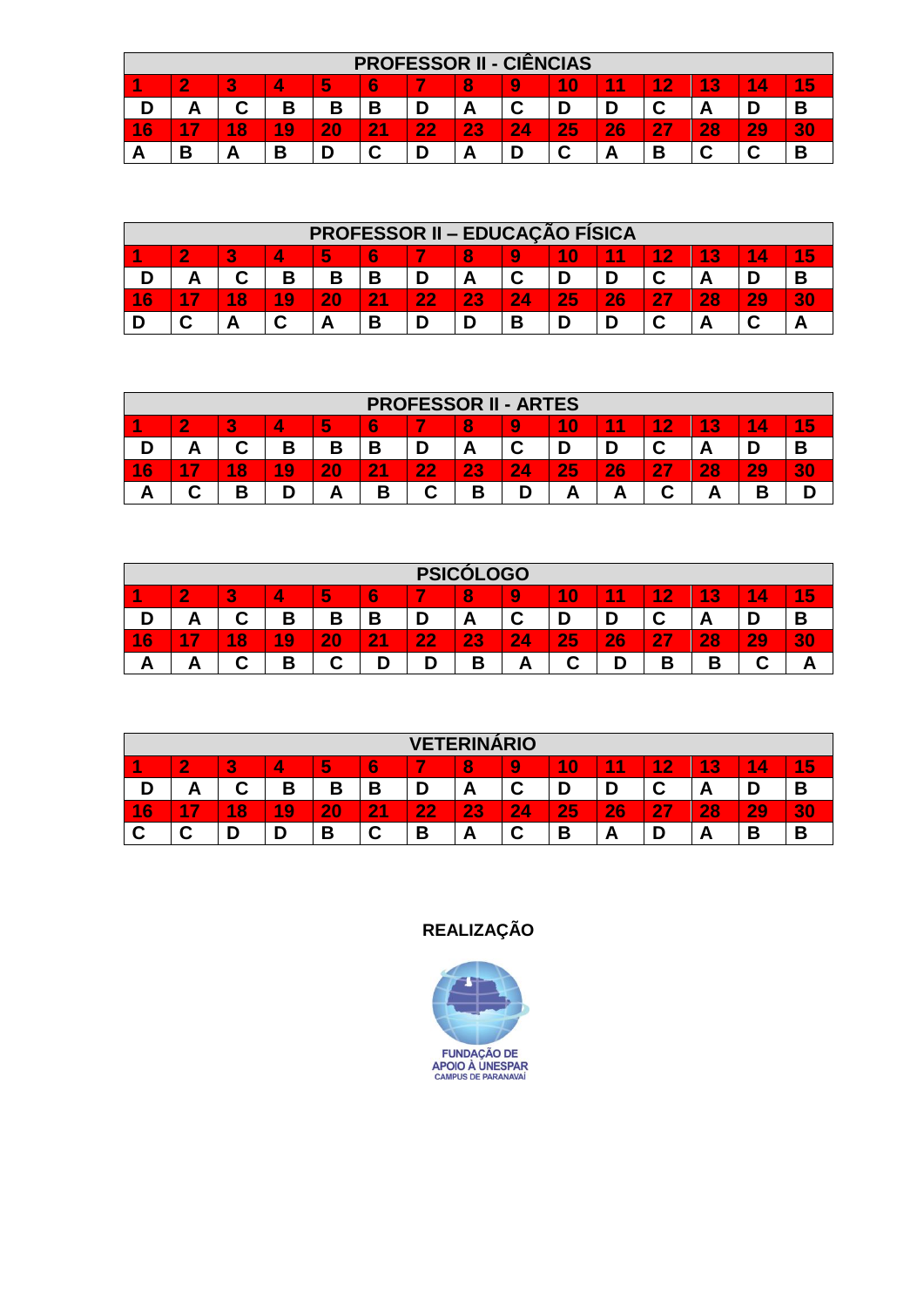| PROFESSOR II - CIÊNCIAS | | | | | | | | | | | | | | |
|---|---|---|---|---|---|---|---|---|---|---|---|---|---|---|
| 1 | 2 | 3 | 4 | 5 | 6 | 7 | 8 | 9 | 10 | 11 | 12 | 13 | 14 | 15 |
| D | A | C | B | B | B | D | A | C | D | D | C | A | D | B |
| 16 | 17 | 18 | 19 | 20 | 21 | 22 | 23 | 24 | 25 | 26 | 27 | 28 | 29 | 30 |
| A | B | A | B | D | C | D | A | D | C | A | B | C | C | B |

| PROFESSOR II – EDUCAÇÃO FÍSICA | | | | | | | | | | | | | | |
|---|---|---|---|---|---|---|---|---|---|---|---|---|---|---|
| 1 | 2 | 3 | 4 | 5 | 6 | 7 | 8 | 9 | 10 | 11 | 12 | 13 | 14 | 15 |
| D | A | C | B | B | B | D | A | C | D | D | C | A | D | B |
| 16 | 17 | 18 | 19 | 20 | 21 | 22 | 23 | 24 | 25 | 26 | 27 | 28 | 29 | 30 |
| D | C | A | C | A | B | D | D | B | D | D | C | A | C | A |

| PROFESSOR II - ARTES | | | | | | | | | | | | | | |
|---|---|---|---|---|---|---|---|---|---|---|---|---|---|---|
| 1 | 2 | 3 | 4 | 5 | 6 | 7 | 8 | 9 | 10 | 11 | 12 | 13 | 14 | 15 |
| D | A | C | B | B | B | D | A | C | D | D | C | A | D | B |
| 16 | 17 | 18 | 19 | 20 | 21 | 22 | 23 | 24 | 25 | 26 | 27 | 28 | 29 | 30 |
| A | C | B | D | A | B | C | B | D | A | A | C | A | B | D |

| PSICÓLOGO | | | | | | | | | | | | | | |
|---|---|---|---|---|---|---|---|---|---|---|---|---|---|---|
| 1 | 2 | 3 | 4 | 5 | 6 | 7 | 8 | 9 | 10 | 11 | 12 | 13 | 14 | 15 |
| D | A | C | B | B | B | D | A | C | D | D | C | A | D | B |
| 16 | 17 | 18 | 19 | 20 | 21 | 22 | 23 | 24 | 25 | 26 | 27 | 28 | 29 | 30 |
| A | A | C | B | C | D | D | B | A | C | D | B | B | C | A |

| VETERINÁRIO | | | | | | | | | | | | | | |
|---|---|---|---|---|---|---|---|---|---|---|---|---|---|---|
| 1 | 2 | 3 | 4 | 5 | 6 | 7 | 8 | 9 | 10 | 11 | 12 | 13 | 14 | 15 |
| D | A | C | B | B | B | D | A | C | D | D | C | A | D | B |
| 16 | 17 | 18 | 19 | 20 | 21 | 22 | 23 | 24 | 25 | 26 | 27 | 28 | 29 | 30 |
| C | C | D | D | B | C | B | A | C | B | A | D | A | B | B |

**REALIZAÇÃO**

FUNDAÇÃO DE APOIO À UNESPAR
CAMPUS DE PARANAVAÍ